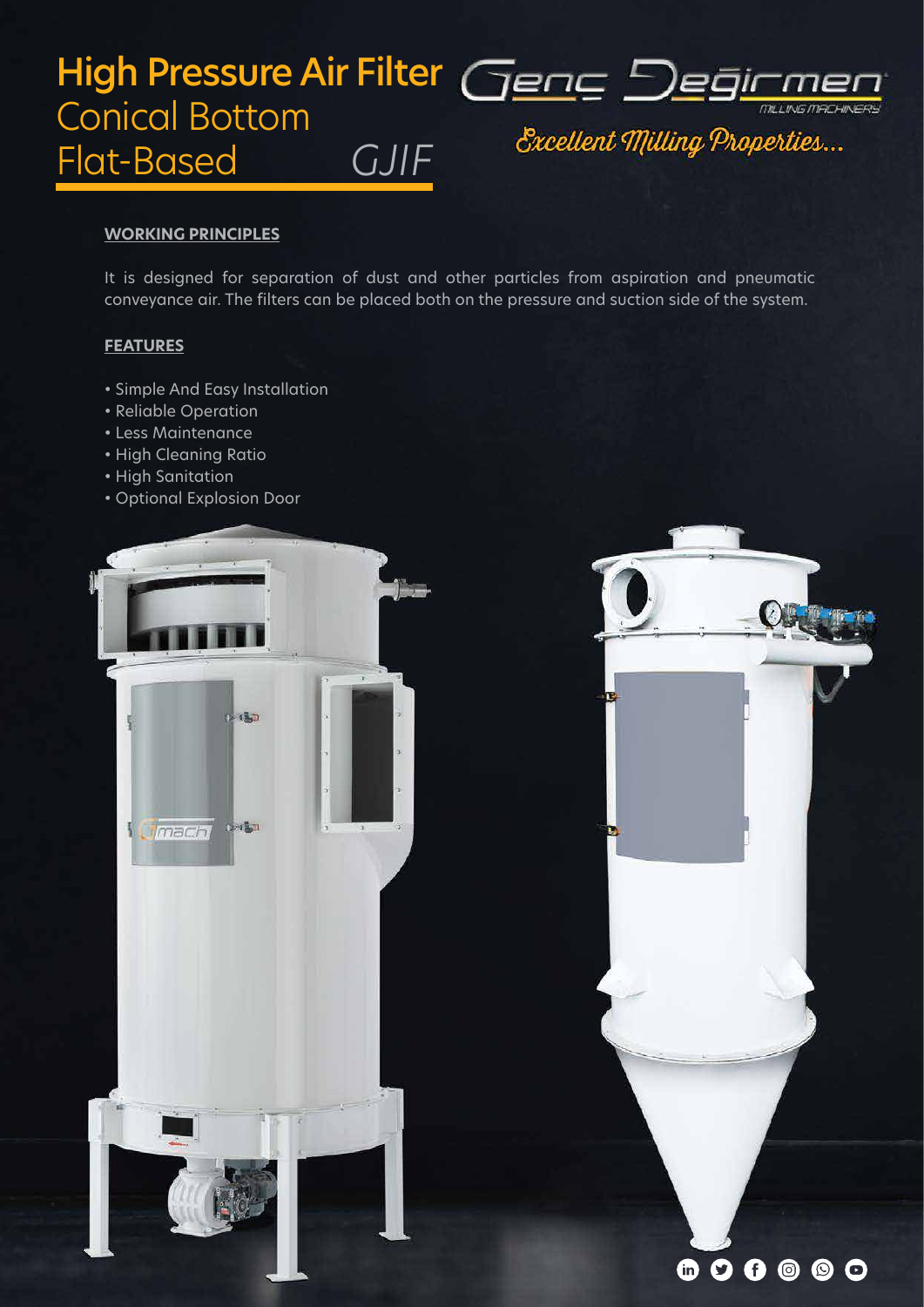# High Pressure Air Filter

Conical Bottom

Flat-Based GJIF

Genç Değirmen MILLING MACHINERY

*Excellent Milling Properties...*

## WORKING PRINCIPLES

It is designed for separation of dust and other particles from aspiration and pneumatic conveyance air. The filters can be placed both on the pressure and suction side of the system.

## FEATURES

- Simple And Easy Installation
- Reliable Operation
- Less Maintenance
- High Cleaning Ratio
- High Sanitation
- Optional Explosion Door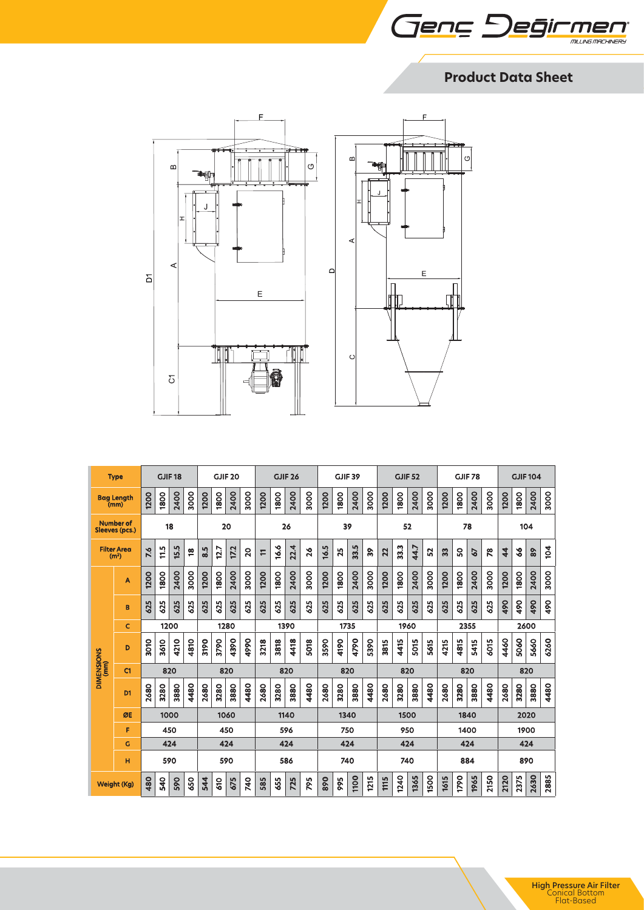## Product Data Sheet

F

B

G

J

H

A

D1

E

C1

F

B

G

J

H

A

D

E

C

| Type | | GJIF 18 | | | | GJIF 20 | | | | GJIF 26 | | | | GJIF 39 | | | | GJIF 52 | | | | GJIF 78 | | | | GJIF 104 | | | |
|---|---|---|---|---|---|---|---|---|---|---|---|---|---|---|---|---|---|---|---|---|---|---|---|---|---|---|---|---|---|
| Bag Length (mm) | | 1200 | 1800 | 2400 | 3000 | 1200 | 1800 | 2400 | 3000 | 1200 | 1800 | 2400 | 3000 | 1200 | 1800 | 2400 | 3000 | 1200 | 1800 | 2400 | 3000 | 1200 | 1800 | 2400 | 3000 | 1200 | 1800 | 2400 | 3000 |
| Number of Sleeves (pcs.) | | 18 | | | | 20 | | | | 26 | | | | 39 | | | | 52 | | | | 78 | | | | 104 | | | |
| Filter Area ($m^2$) | | 7.6 | 11.5 | 15.5 | 18 | 8.5 | 12.7 | 17.2 | 20 | 11 | 16.6 | 22.4 | 26 | 16.5 | 25 | 33.5 | 39 | 22 | 33.3 | 44.7 | 52 | 33 | 50 | 67 | 78 | 44 | 66 | 89 | 104 |
| DIMENSIONS (mm) | A | 1200 | 1800 | 2400 | 3000 | 1200 | 1800 | 2400 | 3000 | 1200 | 1800 | 2400 | 3000 | 1200 | 1800 | 2400 | 3000 | 1200 | 1800 | 2400 | 3000 | 1200 | 1800 | 2400 | 3000 | 1200 | 1800 | 2400 | 3000 |
| | B | 625 | 625 | 625 | 625 | 625 | 625 | 625 | 625 | 625 | 625 | 625 | 625 | 625 | 625 | 625 | 625 | 625 | 625 | 625 | 625 | 625 | 625 | 625 | 625 | 490 | 490 | 490 | 490 |
| | C | 1200 | | | | 1280 | | | | 1390 | | | | 1735 | | | | 1960 | | | | 2355 | | | | 2600 | | | |
| | D | 3010 | 3610 | 4210 | 4810 | 3190 | 3790 | 4390 | 4990 | 3218 | 3818 | 4418 | 5018 | 3590 | 4190 | 4790 | 5390 | 3815 | 4415 | 5015 | 5615 | 4215 | 4815 | 5415 | 6015 | 4460 | 5060 | 5660 | 6260 |
| | C1 | 820 | | | | 820 | | | | 820 | | | | 820 | | | | 820 | | | | 820 | | | | 820 | | | |
| | D1 | 2680 | 3280 | 3880 | 4480 | 2680 | 3280 | 3880 | 4480 | 2680 | 3280 | 3880 | 4480 | 2680 | 3280 | 3880 | 4480 | 2680 | 3280 | 3880 | 4480 | 2680 | 3280 | 3880 | 4480 | 2680 | 3280 | 3880 | 4480 |
| | ØE | 1000 | | | | 1060 | | | | 1140 | | | | 1340 | | | | 1500 | | | | 1840 | | | | 2020 | | | |
| | F | 450 | | | | 450 | | | | 596 | | | | 750 | | | | 950 | | | | 1400 | | | | 1900 | | | |
| | G | 424 | | | | 424 | | | | 424 | | | | 424 | | | | 424 | | | | 424 | | | | 424 | | | |
| | H | 590 | | | | 590 | | | | 586 | | | | 740 | | | | 740 | | | | 884 | | | | 890 | | | |
| Weight (Kg) | | 480 | 540 | 590 | 650 | 544 | 610 | 675 | 740 | 585 | 655 | 725 | 795 | 890 | 995 | 1100 | 1215 | 1115 | 1240 | 1365 | 1500 | 1615 | 1790 | 1965 | 2150 | 2120 | 2375 | 2630 | 2885 |

High Pressure Air Filter
Conical Bottom
Flat-Based